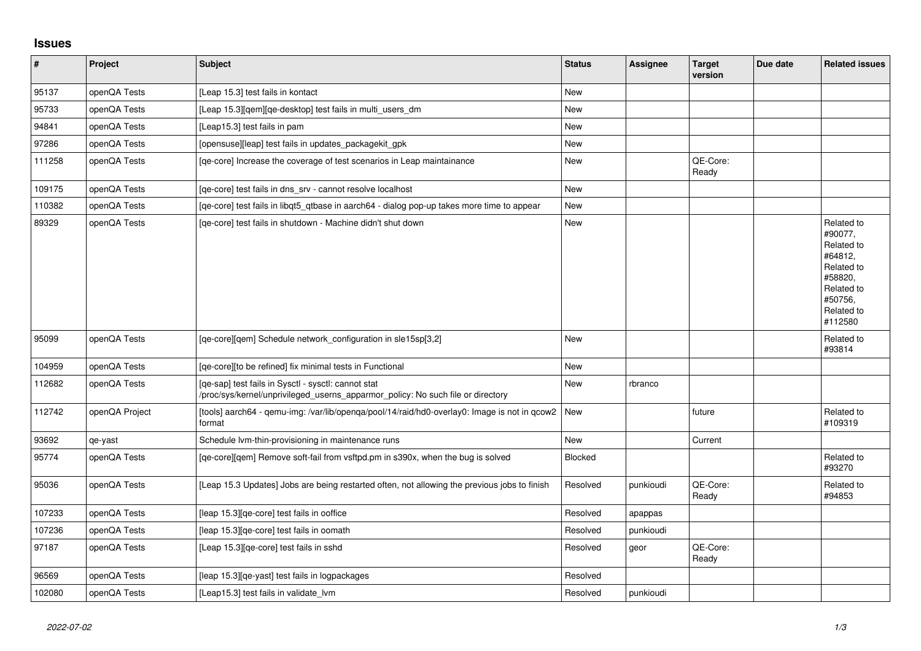# Issues

| # | Project | Subject | Status | Assignee | Target version | Due date | Related issues |
|---|---|---|---|---|---|---|---|
| 95137 | openQA Tests | [Leap 15.3] test fails in kontact | New | | | | |
| 95733 | openQA Tests | [Leap 15.3][qem][qe-desktop] test fails in multi_users_dm | New | | | | |
| 94841 | openQA Tests | [Leap15.3] test fails in pam | New | | | | |
| 97286 | openQA Tests | [opensuse][leap] test fails in updates_packagekit_gpk | New | | | | |
| 111258 | openQA Tests | [qe-core] Increase the coverage of test scenarios in Leap maintainance | New | | QE-Core: Ready | | |
| 109175 | openQA Tests | [qe-core] test fails in dns_srv - cannot resolve localhost | New | | | | |
| 110382 | openQA Tests | [qe-core] test fails in libqt5_qtbase in aarch64 - dialog pop-up takes more time to appear | New | | | | |
| 89329 | openQA Tests | [qe-core] test fails in shutdown - Machine didn't shut down | New | | | | Related to #90077, Related to #64812, Related to #58820, Related to #50756, Related to #112580 |
| 95099 | openQA Tests | [qe-core][qem] Schedule network_configuration in sle15sp[3,2] | New | | | | Related to #93814 |
| 104959 | openQA Tests | [qe-core][to be refined] fix minimal tests in Functional | New | | | | |
| 112682 | openQA Tests | [qe-sap] test fails in Sysctl - sysctl: cannot stat /proc/sys/kernel/unprivileged_userns_apparmor_policy: No such file or directory | New | rbranco | | | |
| 112742 | openQA Project | [tools] aarch64 - qemu-img: /var/lib/openqa/pool/14/raid/hd0-overlay0: Image is not in qcow2 format | New | | future | | Related to #109319 |
| 93692 | qe-yast | Schedule lvm-thin-provisioning in maintenance runs | New | | Current | | |
| 95774 | openQA Tests | [qe-core][qem] Remove soft-fail from vsftpd.pm in s390x, when the bug is solved | Blocked | | | | Related to #93270 |
| 95036 | openQA Tests | [Leap 15.3 Updates] Jobs are being restarted often, not allowing the previous jobs to finish | Resolved | punkioudi | QE-Core: Ready | | Related to #94853 |
| 107233 | openQA Tests | [leap 15.3][qe-core] test fails in ooffice | Resolved | apappas | | | |
| 107236 | openQA Tests | [leap 15.3][qe-core] test fails in oomath | Resolved | punkioudi | | | |
| 97187 | openQA Tests | [Leap 15.3][qe-core] test fails in sshd | Resolved | geor | QE-Core: Ready | | |
| 96569 | openQA Tests | [leap 15.3][qe-yast] test fails in logpackages | Resolved | | | | |
| 102080 | openQA Tests | [Leap15.3] test fails in validate_lvm | Resolved | punkioudi | | | |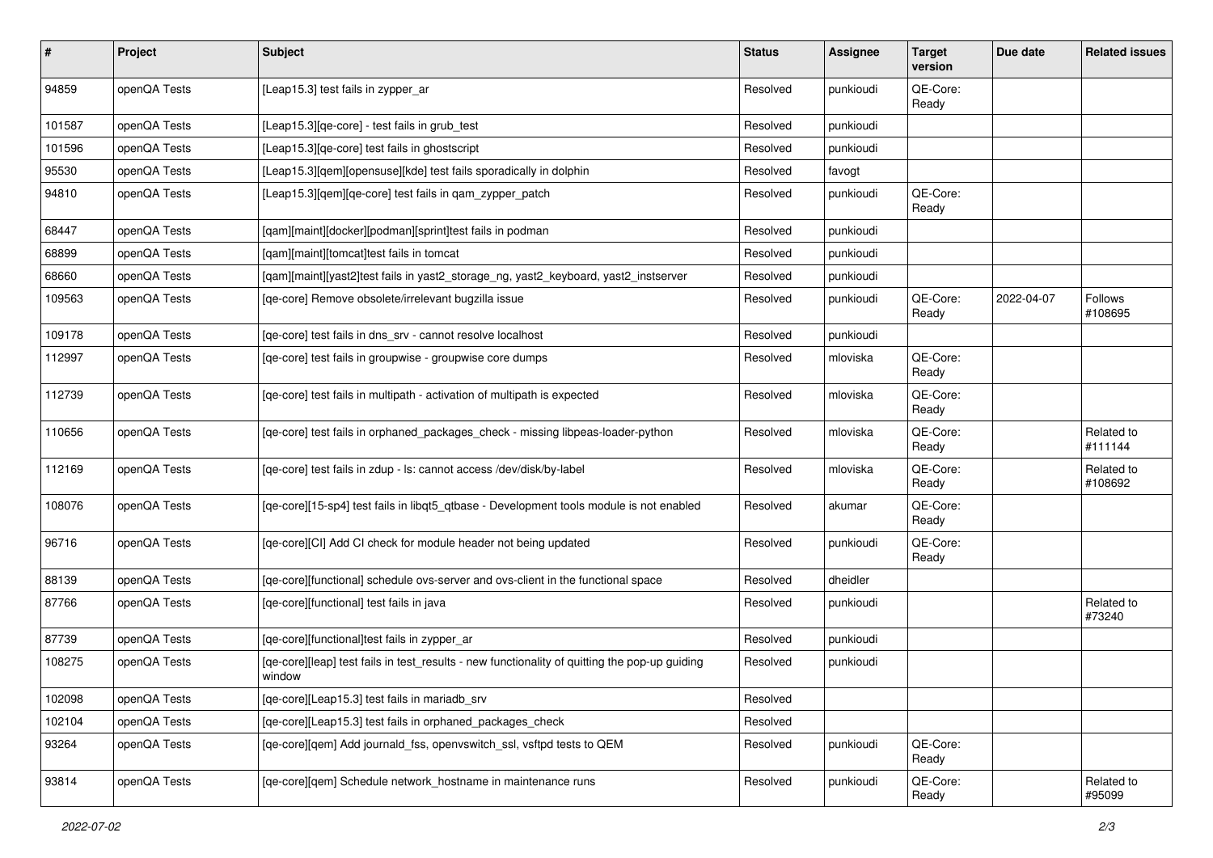| # | Project | Subject | Status | Assignee | Target version | Due date | Related issues |
|---|---|---|---|---|---|---|---|
| 94859 | openQA Tests | [Leap15.3] test fails in zypper_ar | Resolved | punkioudi | QE-Core: Ready | | |
| 101587 | openQA Tests | [Leap15.3][qe-core] - test fails in grub_test | Resolved | punkioudi | | | |
| 101596 | openQA Tests | [Leap15.3][qe-core] test fails in ghostscript | Resolved | punkioudi | | | |
| 95530 | openQA Tests | [Leap15.3][qem][opensuse][kde] test fails sporadically in dolphin | Resolved | favogt | | | |
| 94810 | openQA Tests | [Leap15.3][qem][qe-core] test fails in qam_zypper_patch | Resolved | punkioudi | QE-Core: Ready | | |
| 68447 | openQA Tests | [qam][maint][docker][podman][sprint]test fails in podman | Resolved | punkioudi | | | |
| 68899 | openQA Tests | [qam][maint][tomcat]test fails in tomcat | Resolved | punkioudi | | | |
| 68660 | openQA Tests | [qam][maint][yast2]test fails in yast2_storage_ng, yast2_keyboard, yast2_instserver | Resolved | punkioudi | | | |
| 109563 | openQA Tests | [qe-core] Remove obsolete/irrelevant bugzilla issue | Resolved | punkioudi | QE-Core: Ready | 2022-04-07 | Follows #108695 |
| 109178 | openQA Tests | [qe-core] test fails in dns_srv - cannot resolve localhost | Resolved | punkioudi | | | |
| 112997 | openQA Tests | [qe-core] test fails in groupwise - groupwise core dumps | Resolved | mloviska | QE-Core: Ready | | |
| 112739 | openQA Tests | [qe-core] test fails in multipath - activation of multipath is expected | Resolved | mloviska | QE-Core: Ready | | |
| 110656 | openQA Tests | [qe-core] test fails in orphaned_packages_check - missing libpeas-loader-python | Resolved | mloviska | QE-Core: Ready | | Related to #111144 |
| 112169 | openQA Tests | [qe-core] test fails in zdup - ls: cannot access /dev/disk/by-label | Resolved | mloviska | QE-Core: Ready | | Related to #108692 |
| 108076 | openQA Tests | [qe-core][15-sp4] test fails in libqt5_qtbase - Development tools module is not enabled | Resolved | akumar | QE-Core: Ready | | |
| 96716 | openQA Tests | [qe-core][CI] Add CI check for module header not being updated | Resolved | punkioudi | QE-Core: Ready | | |
| 88139 | openQA Tests | [qe-core][functional] schedule ovs-server and ovs-client in the functional space | Resolved | dheidler | | | |
| 87766 | openQA Tests | [qe-core][functional] test fails in java | Resolved | punkioudi | | | Related to #73240 |
| 87739 | openQA Tests | [qe-core][functional]test fails in zypper_ar | Resolved | punkioudi | | | |
| 108275 | openQA Tests | [qe-core][leap] test fails in test_results - new functionality of quitting the pop-up guiding window | Resolved | punkioudi | | | |
| 102098 | openQA Tests | [qe-core][Leap15.3] test fails in mariadb_srv | Resolved | | | | |
| 102104 | openQA Tests | [qe-core][Leap15.3] test fails in orphaned_packages_check | Resolved | | | | |
| 93264 | openQA Tests | [qe-core][qem] Add journald_fss, openvswitch_ssl, vsftpd tests to QEM | Resolved | punkioudi | QE-Core: Ready | | |
| 93814 | openQA Tests | [qe-core][qem] Schedule network_hostname in maintenance runs | Resolved | punkioudi | QE-Core: Ready | | Related to #95099 |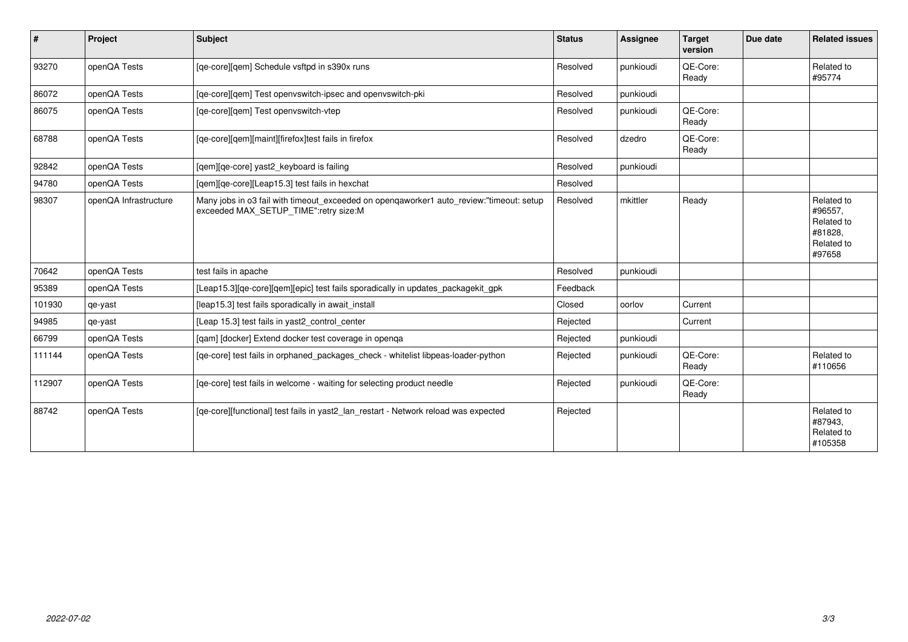| # | Project | Subject | Status | Assignee | Target version | Due date | Related issues |
|---|---|---|---|---|---|---|---|
| 93270 | openQA Tests | [qe-core][qem] Schedule vsftpd in s390x runs | Resolved | punkioudi | QE-Core: Ready | | Related to #95774 |
| 86072 | openQA Tests | [qe-core][qem] Test openvswitch-ipsec and openvswitch-pki | Resolved | punkioudi | | | |
| 86075 | openQA Tests | [qe-core][qem] Test openvswitch-vtep | Resolved | punkioudi | QE-Core: Ready | | |
| 68788 | openQA Tests | [qe-core][qem][maint][firefox]test fails in firefox | Resolved | dzedro | QE-Core: Ready | | |
| 92842 | openQA Tests | [qem][qe-core] yast2_keyboard is failing | Resolved | punkioudi | | | |
| 94780 | openQA Tests | [qem][qe-core][Leap15.3] test fails in hexchat | Resolved | | | | |
| 98307 | openQA Infrastructure | Many jobs in o3 fail with timeout_exceeded on openqaworker1 auto_review:"timeout: setup exceeded MAX_SETUP_TIME":retry size:M | Resolved | mkittler | Ready | | Related to #96557, Related to #81828, Related to #97658 |
| 70642 | openQA Tests | test fails in apache | Resolved | punkioudi | | | |
| 95389 | openQA Tests | [Leap15.3][qe-core][qem][epic] test fails sporadically in updates_packagekit_gpk | Feedback | | | | |
| 101930 | qe-yast | [leap15.3] test fails sporadically in await_install | Closed | oorlov | Current | | |
| 94985 | qe-yast | [Leap 15.3] test fails in yast2_control_center | Rejected | | Current | | |
| 66799 | openQA Tests | [qam] [docker] Extend docker test coverage in openqa | Rejected | punkioudi | | | |
| 111144 | openQA Tests | [qe-core] test fails in orphaned_packages_check - whitelist libpeas-loader-python | Rejected | punkioudi | QE-Core: Ready | | Related to #110656 |
| 112907 | openQA Tests | [qe-core] test fails in welcome - waiting for selecting product needle | Rejected | punkioudi | QE-Core: Ready | | |
| 88742 | openQA Tests | [qe-core][functional] test fails in yast2_lan_restart - Network reload was expected | Rejected | | | | Related to #87943, Related to #105358 |